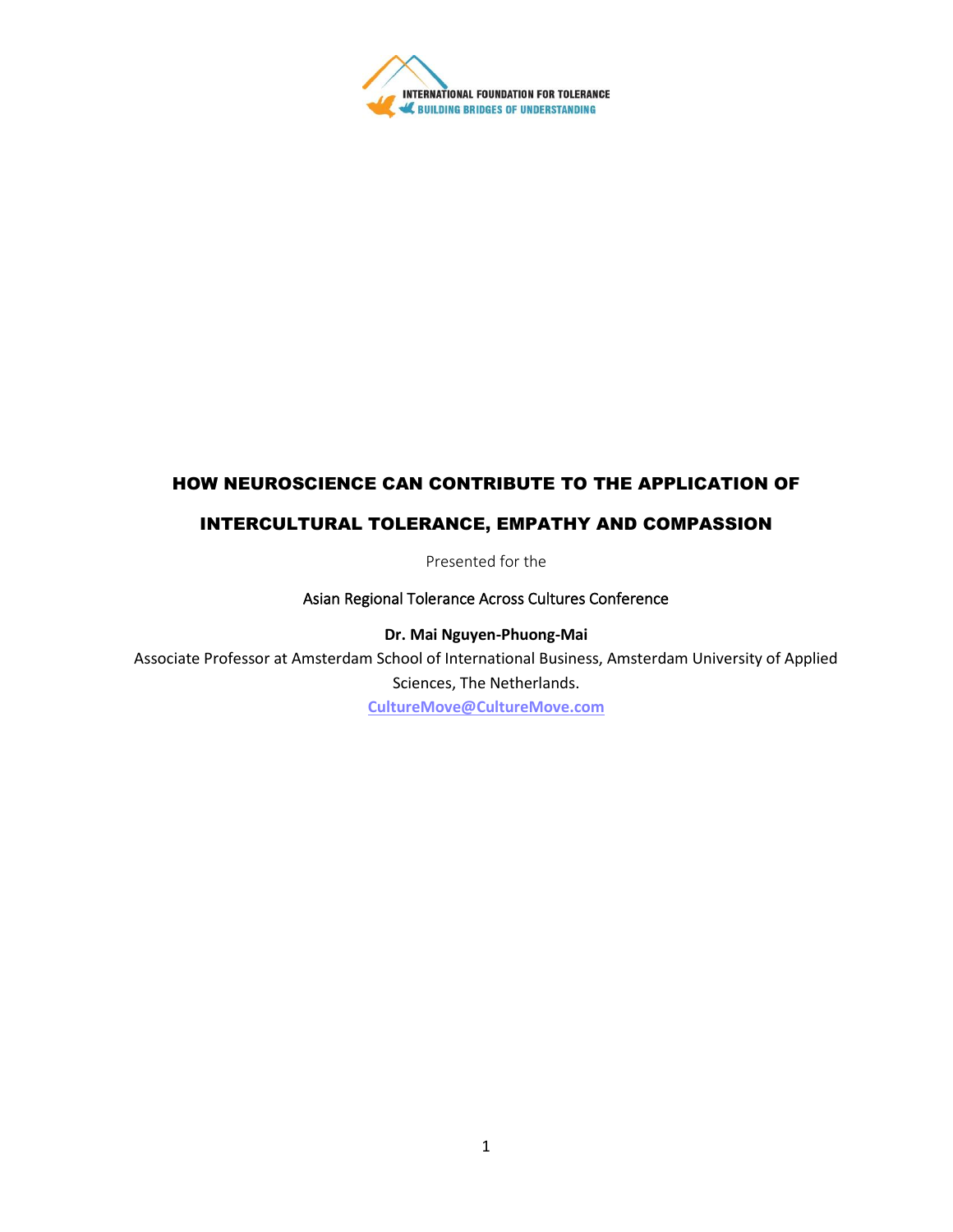INTERNATIONAL FOUNDATION FOR TOLERANCE
BUILDING BRIDGES OF UNDERSTANDING

# HOW NEUROSCIENCE CAN CONTRIBUTE TO THE APPLICATION OF INTERCULTURAL TOLERANCE, EMPATHY AND COMPASSION

Presented for the

Asian Regional Tolerance Across Cultures Conference

**Dr. Mai Nguyen-Phuong-Mai**

Associate Professor at Amsterdam School of International Business, Amsterdam University of Applied Sciences, The Netherlands.

CultureMove@CultureMove.com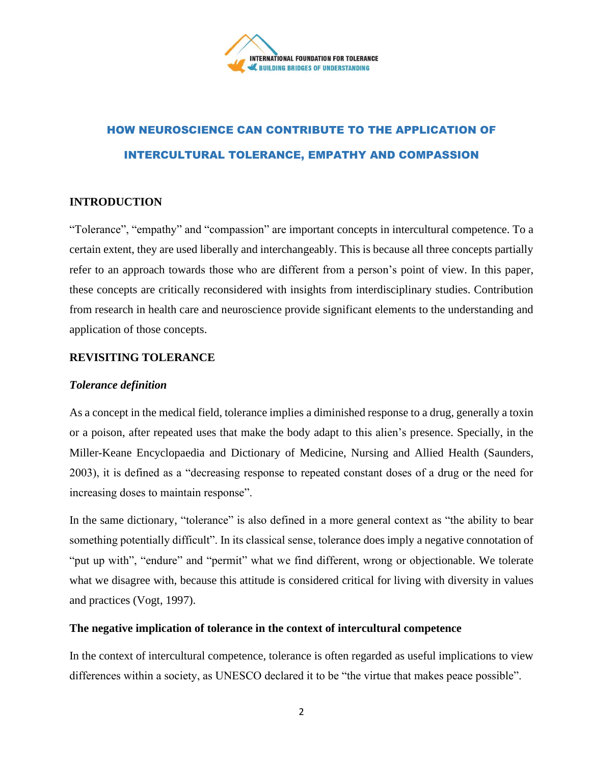# HOW NEUROSCIENCE CAN CONTRIBUTE TO THE APPLICATION OF INTERCULTURAL TOLERANCE, EMPATHY AND COMPASSION

## INTRODUCTION

"Tolerance", "empathy" and "compassion" are important concepts in intercultural competence. To a certain extent, they are used liberally and interchangeably. This is because all three concepts partially refer to an approach towards those who are different from a person's point of view. In this paper, these concepts are critically reconsidered with insights from interdisciplinary studies. Contribution from research in health care and neuroscience provide significant elements to the understanding and application of those concepts.

## REVISITING TOLERANCE

### *Tolerance definition*

As a concept in the medical field, tolerance implies a diminished response to a drug, generally a toxin or a poison, after repeated uses that make the body adapt to this alien's presence. Specially, in the Miller-Keane Encyclopaedia and Dictionary of Medicine, Nursing and Allied Health (Saunders, 2003), it is defined as a "decreasing response to repeated constant doses of a drug or the need for increasing doses to maintain response".

In the same dictionary, "tolerance" is also defined in a more general context as "the ability to bear something potentially difficult". In its classical sense, tolerance does imply a negative connotation of "put up with", "endure" and "permit" what we find different, wrong or objectionable. We tolerate what we disagree with, because this attitude is considered critical for living with diversity in values and practices (Vogt, 1997).

### The negative implication of tolerance in the context of intercultural competence

In the context of intercultural competence, tolerance is often regarded as useful implications to view differences within a society, as UNESCO declared it to be "the virtue that makes peace possible".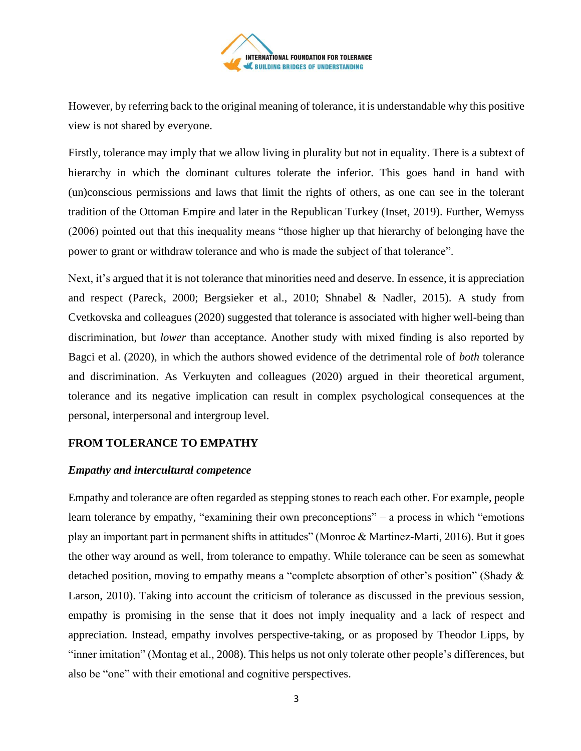However, by referring back to the original meaning of tolerance, it is understandable why this positive view is not shared by everyone.

Firstly, tolerance may imply that we allow living in plurality but not in equality. There is a subtext of hierarchy in which the dominant cultures tolerate the inferior. This goes hand in hand with (un)conscious permissions and laws that limit the rights of others, as one can see in the tolerant tradition of the Ottoman Empire and later in the Republican Turkey (Inset, 2019). Further, Wemyss (2006) pointed out that this inequality means "those higher up that hierarchy of belonging have the power to grant or withdraw tolerance and who is made the subject of that tolerance".

Next, it's argued that it is not tolerance that minorities need and deserve. In essence, it is appreciation and respect (Pareck, 2000; Bergsieker et al., 2010; Shnabel & Nadler, 2015). A study from Cvetkovska and colleagues (2020) suggested that tolerance is associated with higher well-being than discrimination, but *lower* than acceptance. Another study with mixed finding is also reported by Bagci et al. (2020), in which the authors showed evidence of the detrimental role of *both* tolerance and discrimination. As Verkuyten and colleagues (2020) argued in their theoretical argument, tolerance and its negative implication can result in complex psychological consequences at the personal, interpersonal and intergroup level.

## FROM TOLERANCE TO EMPATHY

### *Empathy and intercultural competence*

Empathy and tolerance are often regarded as stepping stones to reach each other. For example, people learn tolerance by empathy, "examining their own preconceptions" – a process in which "emotions play an important part in permanent shifts in attitudes" (Monroe & Martinez-Marti, 2016). But it goes the other way around as well, from tolerance to empathy. While tolerance can be seen as somewhat detached position, moving to empathy means a "complete absorption of other's position" (Shady & Larson, 2010). Taking into account the criticism of tolerance as discussed in the previous session, empathy is promising in the sense that it does not imply inequality and a lack of respect and appreciation. Instead, empathy involves perspective-taking, or as proposed by Theodor Lipps, by "inner imitation" (Montag et al., 2008). This helps us not only tolerate other people's differences, but also be "one" with their emotional and cognitive perspectives.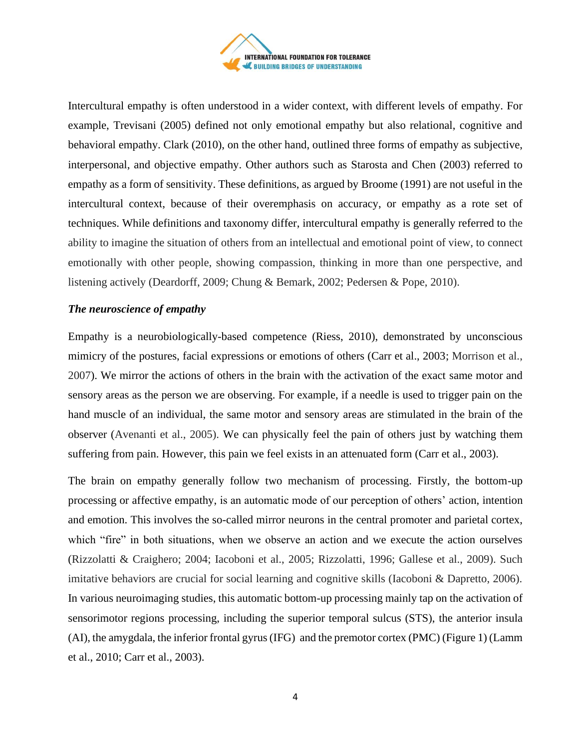Intercultural empathy is often understood in a wider context, with different levels of empathy. For example, Trevisani (2005) defined not only emotional empathy but also relational, cognitive and behavioral empathy. Clark (2010), on the other hand, outlined three forms of empathy as subjective, interpersonal, and objective empathy. Other authors such as Starosta and Chen (2003) referred to empathy as a form of sensitivity. These definitions, as argued by Broome (1991) are not useful in the intercultural context, because of their overemphasis on accuracy, or empathy as a rote set of techniques. While definitions and taxonomy differ, intercultural empathy is generally referred to the ability to imagine the situation of others from an intellectual and emotional point of view, to connect emotionally with other people, showing compassion, thinking in more than one perspective, and listening actively (Deardorff, 2009; Chung & Bemark, 2002; Pedersen & Pope, 2010).

***The neuroscience of empathy***

Empathy is a neurobiologically-based competence (Riess, 2010), demonstrated by unconscious mimicry of the postures, facial expressions or emotions of others (Carr et al., 2003; Morrison et al., 2007). We mirror the actions of others in the brain with the activation of the exact same motor and sensory areas as the person we are observing. For example, if a needle is used to trigger pain on the hand muscle of an individual, the same motor and sensory areas are stimulated in the brain of the observer (Avenanti et al., 2005). We can physically feel the pain of others just by watching them suffering from pain. However, this pain we feel exists in an attenuated form (Carr et al., 2003).

The brain on empathy generally follow two mechanism of processing. Firstly, the bottom-up processing or affective empathy, is an automatic mode of our perception of others' action, intention and emotion. This involves the so-called mirror neurons in the central promoter and parietal cortex, which "fire" in both situations, when we observe an action and we execute the action ourselves (Rizzolatti & Craighero; 2004; Iacoboni et al., 2005; Rizzolatti, 1996; Gallese et al., 2009). Such imitative behaviors are crucial for social learning and cognitive skills (Iacoboni & Dapretto, 2006). In various neuroimaging studies, this automatic bottom-up processing mainly tap on the activation of sensorimotor regions processing, including the superior temporal sulcus (STS), the anterior insula (AI), the amygdala, the inferior frontal gyrus (IFG) and the premotor cortex (PMC) (Figure 1) (Lamm et al., 2010; Carr et al., 2003).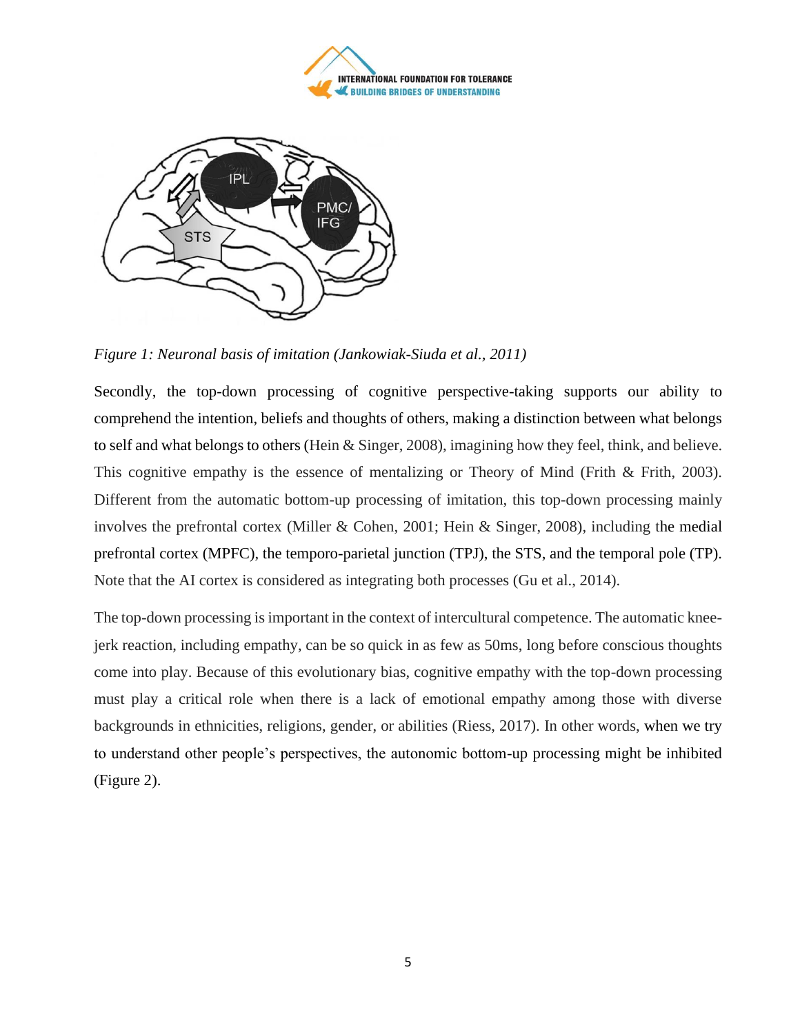*Figure 1: Neuronal basis of imitation (Jankowiak-Siuda et al., 2011)*

Secondly, the top-down processing of cognitive perspective-taking supports our ability to comprehend the intention, beliefs and thoughts of others, making a distinction between what belongs to self and what belongs to others (Hein & Singer, 2008), imagining how they feel, think, and believe. This cognitive empathy is the essence of mentalizing or Theory of Mind (Frith & Frith, 2003). Different from the automatic bottom-up processing of imitation, this top-down processing mainly involves the prefrontal cortex (Miller & Cohen, 2001; Hein & Singer, 2008), including the medial prefrontal cortex (MPFC), the temporo-parietal junction (TPJ), the STS, and the temporal pole (TP). Note that the AI cortex is considered as integrating both processes (Gu et al., 2014).

The top-down processing is important in the context of intercultural competence. The automatic knee-jerk reaction, including empathy, can be so quick in as few as 50ms, long before conscious thoughts come into play. Because of this evolutionary bias, cognitive empathy with the top-down processing must play a critical role when there is a lack of emotional empathy among those with diverse backgrounds in ethnicities, religions, gender, or abilities (Riess, 2017). In other words, when we try to understand other people's perspectives, the autonomic bottom-up processing might be inhibited (Figure 2).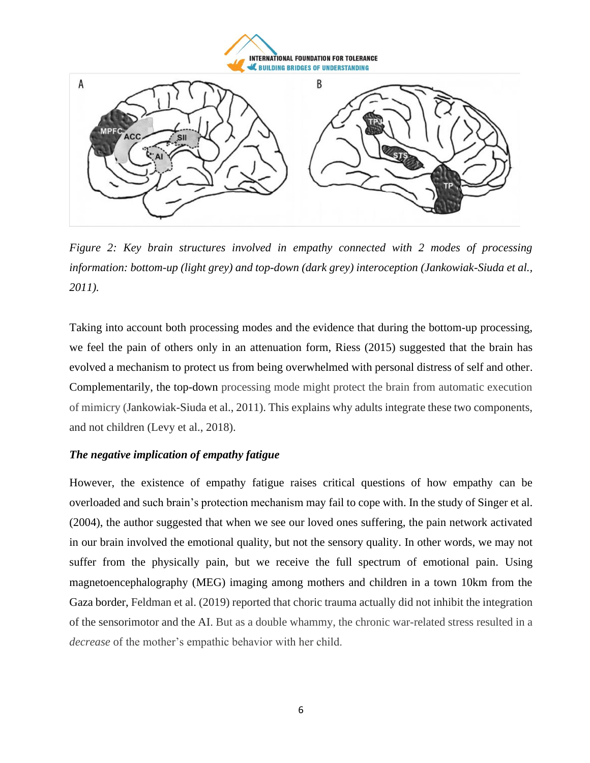*Figure 2: Key brain structures involved in empathy connected with 2 modes of processing information: bottom-up (light grey) and top-down (dark grey) interoception (Jankowiak-Siuda et al., 2011).*

Taking into account both processing modes and the evidence that during the bottom-up processing, we feel the pain of others only in an attenuation form, Riess (2015) suggested that the brain has evolved a mechanism to protect us from being overwhelmed with personal distress of self and other. Complementarily, the top-down processing mode might protect the brain from automatic execution of mimicry (Jankowiak-Siuda et al., 2011). This explains why adults integrate these two components, and not children (Levy et al., 2018).

***The negative implication of empathy fatigue***

However, the existence of empathy fatigue raises critical questions of how empathy can be overloaded and such brain's protection mechanism may fail to cope with. In the study of Singer et al. (2004), the author suggested that when we see our loved ones suffering, the pain network activated in our brain involved the emotional quality, but not the sensory quality. In other words, we may not suffer from the physically pain, but we receive the full spectrum of emotional pain. Using magnetoencephalography (MEG) imaging among mothers and children in a town 10km from the Gaza border, Feldman et al. (2019) reported that choric trauma actually did not inhibit the integration of the sensorimotor and the AI. But as a double whammy, the chronic war-related stress resulted in a *decrease* of the mother's empathic behavior with her child.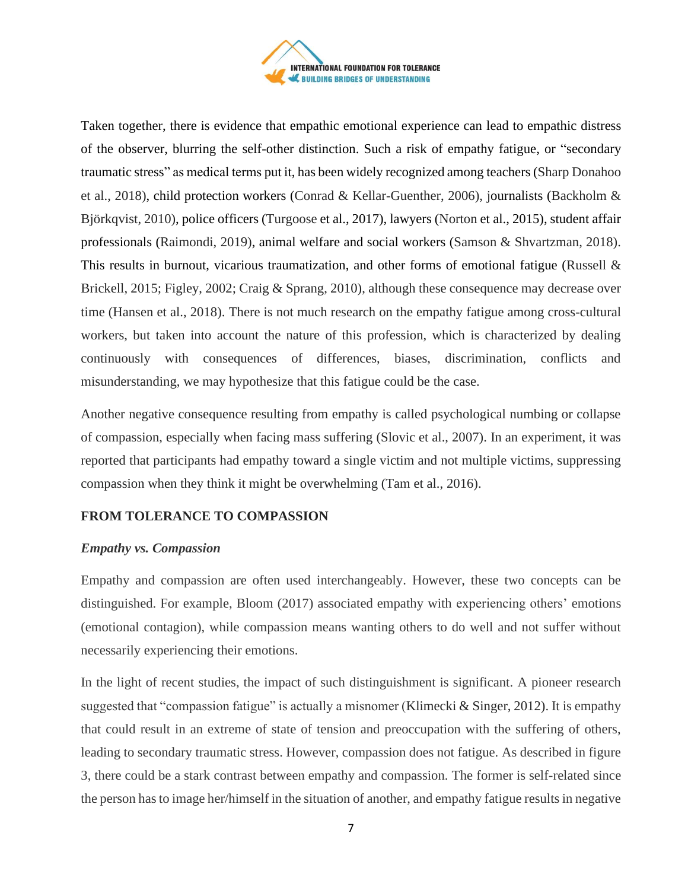Taken together, there is evidence that empathic emotional experience can lead to empathic distress of the observer, blurring the self-other distinction. Such a risk of empathy fatigue, or "secondary traumatic stress" as medical terms put it, has been widely recognized among teachers (Sharp Donahoo et al., 2018), child protection workers (Conrad & Kellar-Guenther, 2006), journalists (Backholm & Björkqvist, 2010), police officers (Turgoose et al., 2017), lawyers (Norton et al., 2015), student affair professionals (Raimondi, 2019), animal welfare and social workers (Samson & Shvartzman, 2018). This results in burnout, vicarious traumatization, and other forms of emotional fatigue (Russell & Brickell, 2015; Figley, 2002; Craig & Sprang, 2010), although these consequence may decrease over time (Hansen et al., 2018). There is not much research on the empathy fatigue among cross-cultural workers, but taken into account the nature of this profession, which is characterized by dealing continuously with consequences of differences, biases, discrimination, conflicts and misunderstanding, we may hypothesize that this fatigue could be the case.

Another negative consequence resulting from empathy is called psychological numbing or collapse of compassion, especially when facing mass suffering (Slovic et al., 2007). In an experiment, it was reported that participants had empathy toward a single victim and not multiple victims, suppressing compassion when they think it might be overwhelming (Tam et al., 2016).

## FROM TOLERANCE TO COMPASSION

### *Empathy vs. Compassion*

Empathy and compassion are often used interchangeably. However, these two concepts can be distinguished. For example, Bloom (2017) associated empathy with experiencing others' emotions (emotional contagion), while compassion means wanting others to do well and not suffer without necessarily experiencing their emotions.

In the light of recent studies, the impact of such distinguishment is significant. A pioneer research suggested that "compassion fatigue" is actually a misnomer (Klimecki & Singer, 2012). It is empathy that could result in an extreme of state of tension and preoccupation with the suffering of others, leading to secondary traumatic stress. However, compassion does not fatigue. As described in figure 3, there could be a stark contrast between empathy and compassion. The former is self-related since the person has to image her/himself in the situation of another, and empathy fatigue results in negative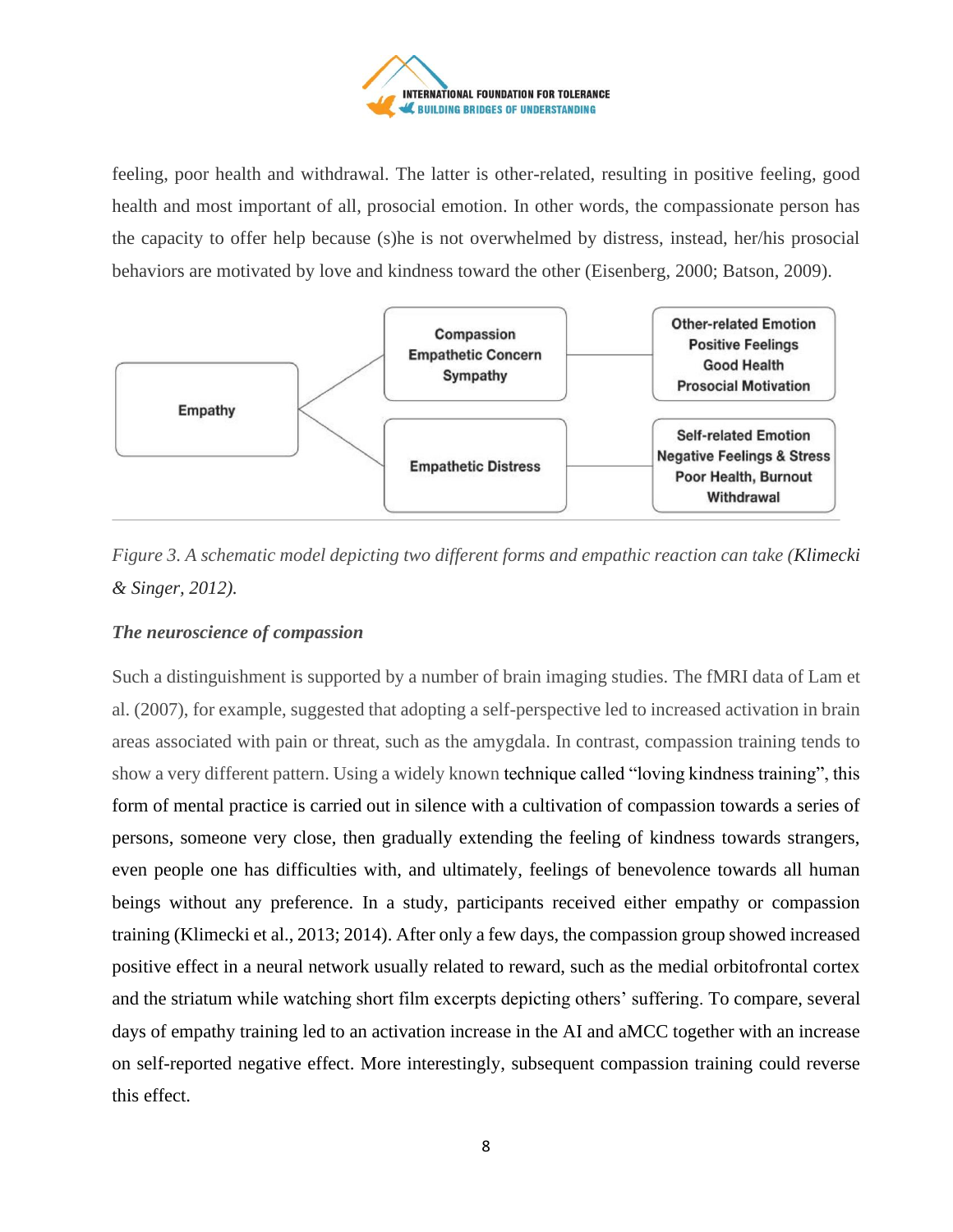feeling, poor health and withdrawal. The latter is other-related, resulting in positive feeling, good health and most important of all, prosocial emotion. In other words, the compassionate person has the capacity to offer help because (s)he is not overwhelmed by distress, instead, her/his prosocial behaviors are motivated by love and kindness toward the other (Eisenberg, 2000; Batson, 2009).

| | | |
|---|---|---|
| Empathy | Compassion<br>Empathetic Concern<br>Sympathy | Other-related Emotion<br>Positive Feelings<br>Good Health<br>Prosocial Motivation |
| | Empathetic Distress | Self-related Emotion<br>Negative Feelings & Stress<br>Poor Health, Burnout<br>Withdrawal |

*Figure 3. A schematic model depicting two different forms and empathic reaction can take (Klimecki & Singer, 2012).*

***The neuroscience of compassion***

Such a distinguishment is supported by a number of brain imaging studies. The fMRI data of Lam et al. (2007), for example, suggested that adopting a self-perspective led to increased activation in brain areas associated with pain or threat, such as the amygdala. In contrast, compassion training tends to show a very different pattern. Using a widely known technique called "loving kindness training", this form of mental practice is carried out in silence with a cultivation of compassion towards a series of persons, someone very close, then gradually extending the feeling of kindness towards strangers, even people one has difficulties with, and ultimately, feelings of benevolence towards all human beings without any preference. In a study, participants received either empathy or compassion training (Klimecki et al., 2013; 2014). After only a few days, the compassion group showed increased positive effect in a neural network usually related to reward, such as the medial orbitofrontal cortex and the striatum while watching short film excerpts depicting others' suffering. To compare, several days of empathy training led to an activation increase in the AI and aMCC together with an increase on self-reported negative effect. More interestingly, subsequent compassion training could reverse this effect.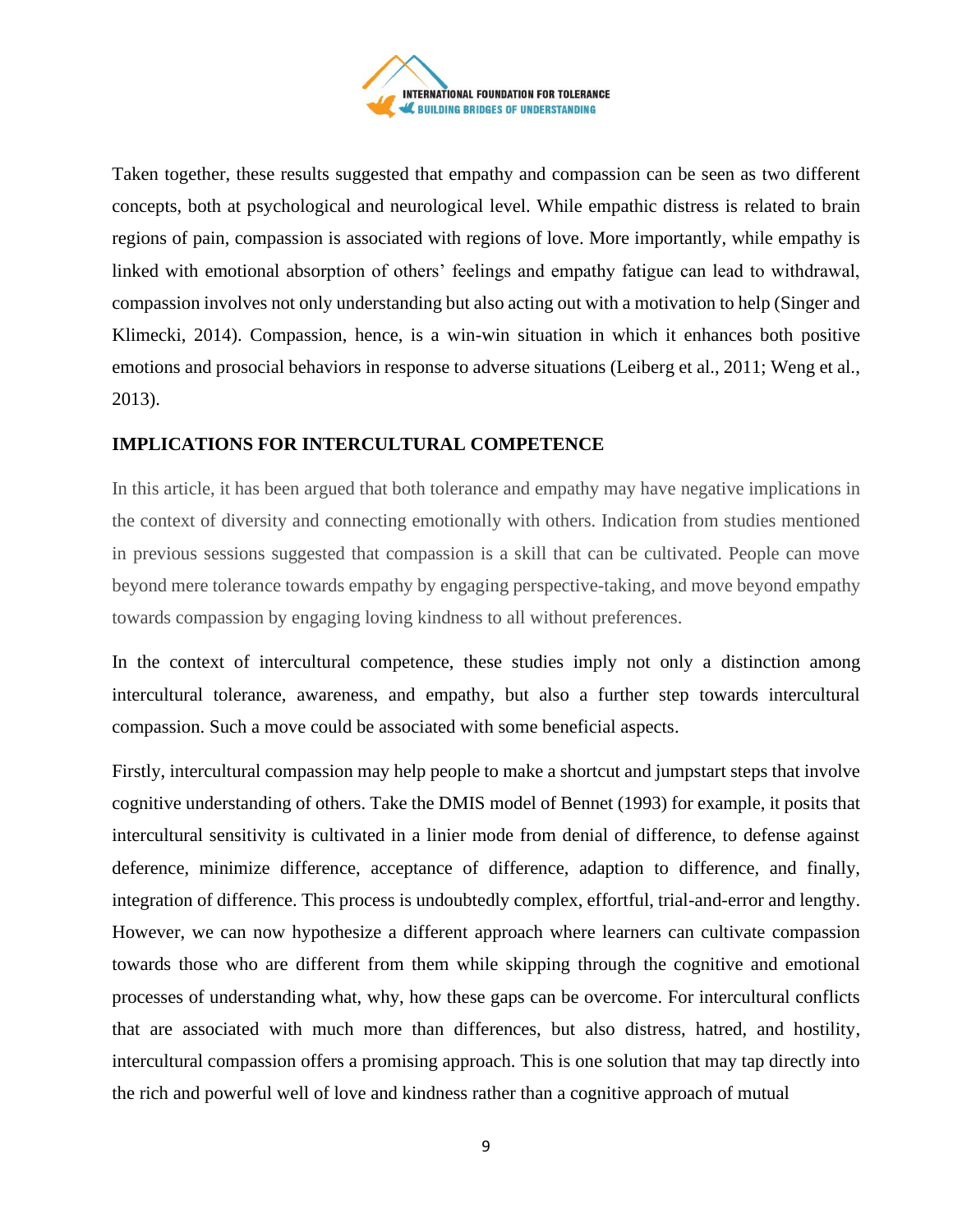Taken together, these results suggested that empathy and compassion can be seen as two different concepts, both at psychological and neurological level. While empathic distress is related to brain regions of pain, compassion is associated with regions of love. More importantly, while empathy is linked with emotional absorption of others' feelings and empathy fatigue can lead to withdrawal, compassion involves not only understanding but also acting out with a motivation to help (Singer and Klimecki, 2014). Compassion, hence, is a win-win situation in which it enhances both positive emotions and prosocial behaviors in response to adverse situations (Leiberg et al., 2011; Weng et al., 2013).

## IMPLICATIONS FOR INTERCULTURAL COMPETENCE

In this article, it has been argued that both tolerance and empathy may have negative implications in the context of diversity and connecting emotionally with others. Indication from studies mentioned in previous sessions suggested that compassion is a skill that can be cultivated. People can move beyond mere tolerance towards empathy by engaging perspective-taking, and move beyond empathy towards compassion by engaging loving kindness to all without preferences.

In the context of intercultural competence, these studies imply not only a distinction among intercultural tolerance, awareness, and empathy, but also a further step towards intercultural compassion. Such a move could be associated with some beneficial aspects.

Firstly, intercultural compassion may help people to make a shortcut and jumpstart steps that involve cognitive understanding of others. Take the DMIS model of Bennet (1993) for example, it posits that intercultural sensitivity is cultivated in a linier mode from denial of difference, to defense against deference, minimize difference, acceptance of difference, adaption to difference, and finally, integration of difference. This process is undoubtedly complex, effortful, trial-and-error and lengthy. However, we can now hypothesize a different approach where learners can cultivate compassion towards those who are different from them while skipping through the cognitive and emotional processes of understanding what, why, how these gaps can be overcome. For intercultural conflicts that are associated with much more than differences, but also distress, hatred, and hostility, intercultural compassion offers a promising approach. This is one solution that may tap directly into the rich and powerful well of love and kindness rather than a cognitive approach of mutual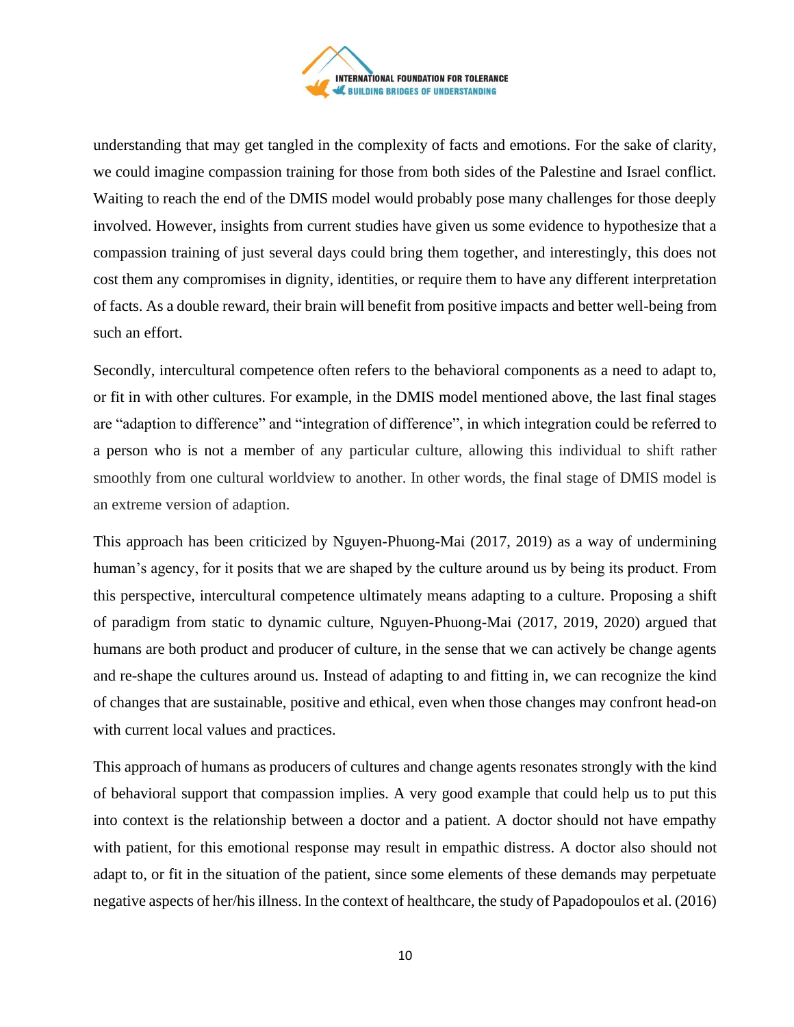understanding that may get tangled in the complexity of facts and emotions. For the sake of clarity, we could imagine compassion training for those from both sides of the Palestine and Israel conflict. Waiting to reach the end of the DMIS model would probably pose many challenges for those deeply involved. However, insights from current studies have given us some evidence to hypothesize that a compassion training of just several days could bring them together, and interestingly, this does not cost them any compromises in dignity, identities, or require them to have any different interpretation of facts. As a double reward, their brain will benefit from positive impacts and better well-being from such an effort.

Secondly, intercultural competence often refers to the behavioral components as a need to adapt to, or fit in with other cultures. For example, in the DMIS model mentioned above, the last final stages are "adaption to difference" and "integration of difference", in which integration could be referred to a person who is not a member of any particular culture, allowing this individual to shift rather smoothly from one cultural worldview to another. In other words, the final stage of DMIS model is an extreme version of adaption.

This approach has been criticized by Nguyen-Phuong-Mai (2017, 2019) as a way of undermining human's agency, for it posits that we are shaped by the culture around us by being its product. From this perspective, intercultural competence ultimately means adapting to a culture. Proposing a shift of paradigm from static to dynamic culture, Nguyen-Phuong-Mai (2017, 2019, 2020) argued that humans are both product and producer of culture, in the sense that we can actively be change agents and re-shape the cultures around us. Instead of adapting to and fitting in, we can recognize the kind of changes that are sustainable, positive and ethical, even when those changes may confront head-on with current local values and practices.

This approach of humans as producers of cultures and change agents resonates strongly with the kind of behavioral support that compassion implies. A very good example that could help us to put this into context is the relationship between a doctor and a patient. A doctor should not have empathy with patient, for this emotional response may result in empathic distress. A doctor also should not adapt to, or fit in the situation of the patient, since some elements of these demands may perpetuate negative aspects of her/his illness. In the context of healthcare, the study of Papadopoulos et al. (2016)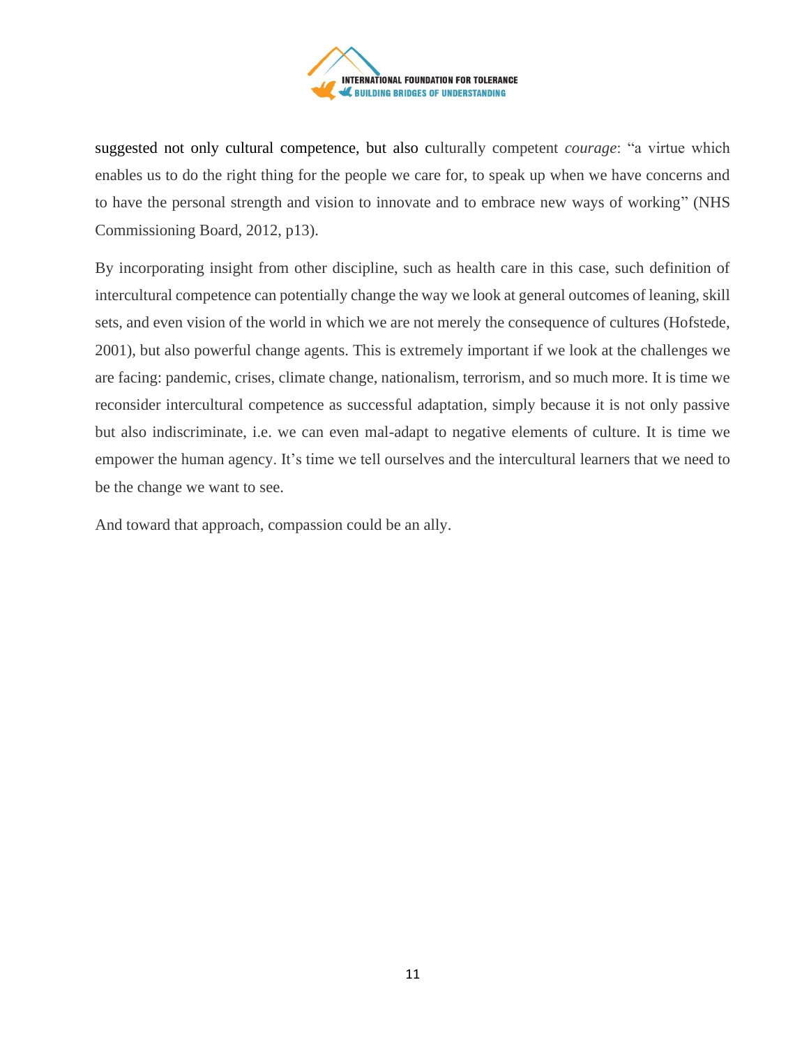suggested not only cultural competence, but also culturally competent *courage*: "a virtue which enables us to do the right thing for the people we care for, to speak up when we have concerns and to have the personal strength and vision to innovate and to embrace new ways of working" (NHS Commissioning Board, 2012, p13).

By incorporating insight from other discipline, such as health care in this case, such definition of intercultural competence can potentially change the way we look at general outcomes of leaning, skill sets, and even vision of the world in which we are not merely the consequence of cultures (Hofstede, 2001), but also powerful change agents. This is extremely important if we look at the challenges we are facing: pandemic, crises, climate change, nationalism, terrorism, and so much more. It is time we reconsider intercultural competence as successful adaptation, simply because it is not only passive but also indiscriminate, i.e. we can even mal-adapt to negative elements of culture. It is time we empower the human agency. It's time we tell ourselves and the intercultural learners that we need to be the change we want to see.

And toward that approach, compassion could be an ally.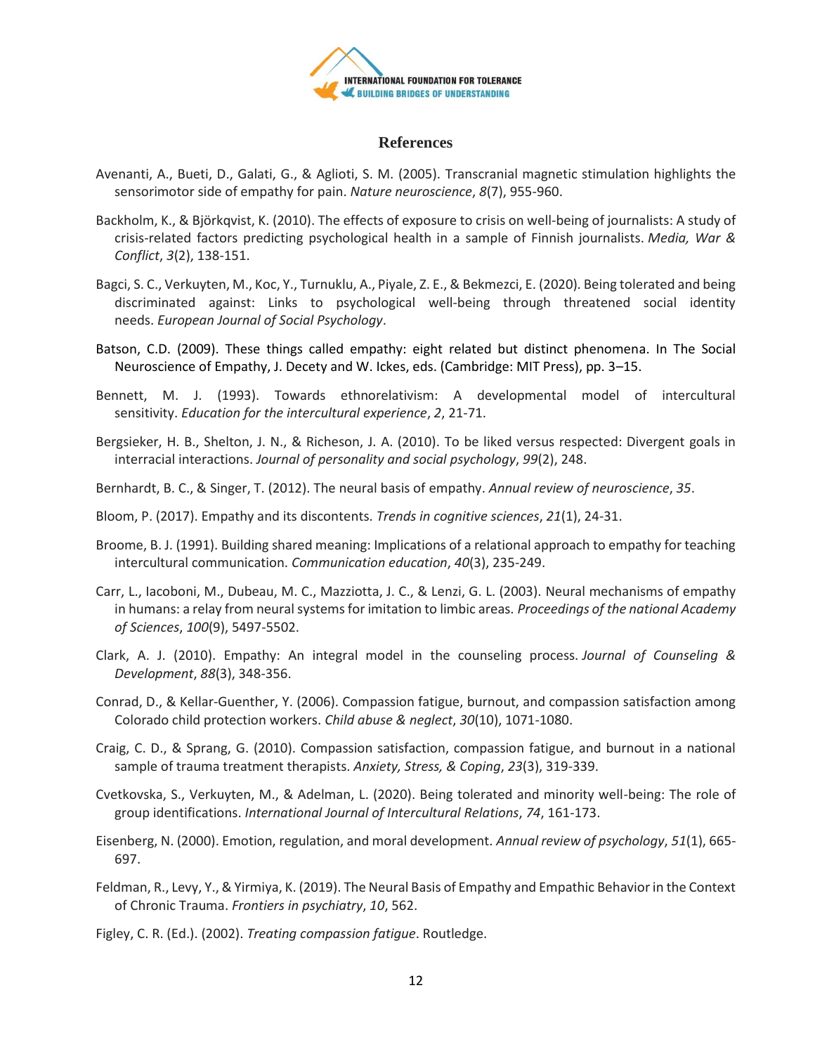## References

Avenanti, A., Bueti, D., Galati, G., & Aglioti, S. M. (2005). Transcranial magnetic stimulation highlights the sensorimotor side of empathy for pain. *Nature neuroscience*, *8*(7), 955-960.

Backholm, K., & Björkqvist, K. (2010). The effects of exposure to crisis on well-being of journalists: A study of crisis-related factors predicting psychological health in a sample of Finnish journalists. *Media, War & Conflict*, *3*(2), 138-151.

Bagci, S. C., Verkuyten, M., Koc, Y., Turnuklu, A., Piyale, Z. E., & Bekmezci, E. (2020). Being tolerated and being discriminated against: Links to psychological well-being through threatened social identity needs. *European Journal of Social Psychology*.

Batson, C.D. (2009). These things called empathy: eight related but distinct phenomena. In The Social Neuroscience of Empathy, J. Decety and W. Ickes, eds. (Cambridge: MIT Press), pp. 3–15.

Bennett, M. J. (1993). Towards ethnorelativism: A developmental model of intercultural sensitivity. *Education for the intercultural experience*, *2*, 21-71.

Bergsieker, H. B., Shelton, J. N., & Richeson, J. A. (2010). To be liked versus respected: Divergent goals in interracial interactions. *Journal of personality and social psychology*, *99*(2), 248.

Bernhardt, B. C., & Singer, T. (2012). The neural basis of empathy. *Annual review of neuroscience*, *35*.

Bloom, P. (2017). Empathy and its discontents. *Trends in cognitive sciences*, *21*(1), 24-31.

Broome, B. J. (1991). Building shared meaning: Implications of a relational approach to empathy for teaching intercultural communication. *Communication education*, *40*(3), 235-249.

Carr, L., Iacoboni, M., Dubeau, M. C., Mazziotta, J. C., & Lenzi, G. L. (2003). Neural mechanisms of empathy in humans: a relay from neural systems for imitation to limbic areas. *Proceedings of the national Academy of Sciences*, *100*(9), 5497-5502.

Clark, A. J. (2010). Empathy: An integral model in the counseling process. *Journal of Counseling & Development*, *88*(3), 348-356.

Conrad, D., & Kellar-Guenther, Y. (2006). Compassion fatigue, burnout, and compassion satisfaction among Colorado child protection workers. *Child abuse & neglect*, *30*(10), 1071-1080.

Craig, C. D., & Sprang, G. (2010). Compassion satisfaction, compassion fatigue, and burnout in a national sample of trauma treatment therapists. *Anxiety, Stress, & Coping*, *23*(3), 319-339.

Cvetkovska, S., Verkuyten, M., & Adelman, L. (2020). Being tolerated and minority well-being: The role of group identifications. *International Journal of Intercultural Relations*, *74*, 161-173.

Eisenberg, N. (2000). Emotion, regulation, and moral development. *Annual review of psychology*, *51*(1), 665-697.

Feldman, R., Levy, Y., & Yirmiya, K. (2019). The Neural Basis of Empathy and Empathic Behavior in the Context of Chronic Trauma. *Frontiers in psychiatry*, *10*, 562.

Figley, C. R. (Ed.). (2002). *Treating compassion fatigue*. Routledge.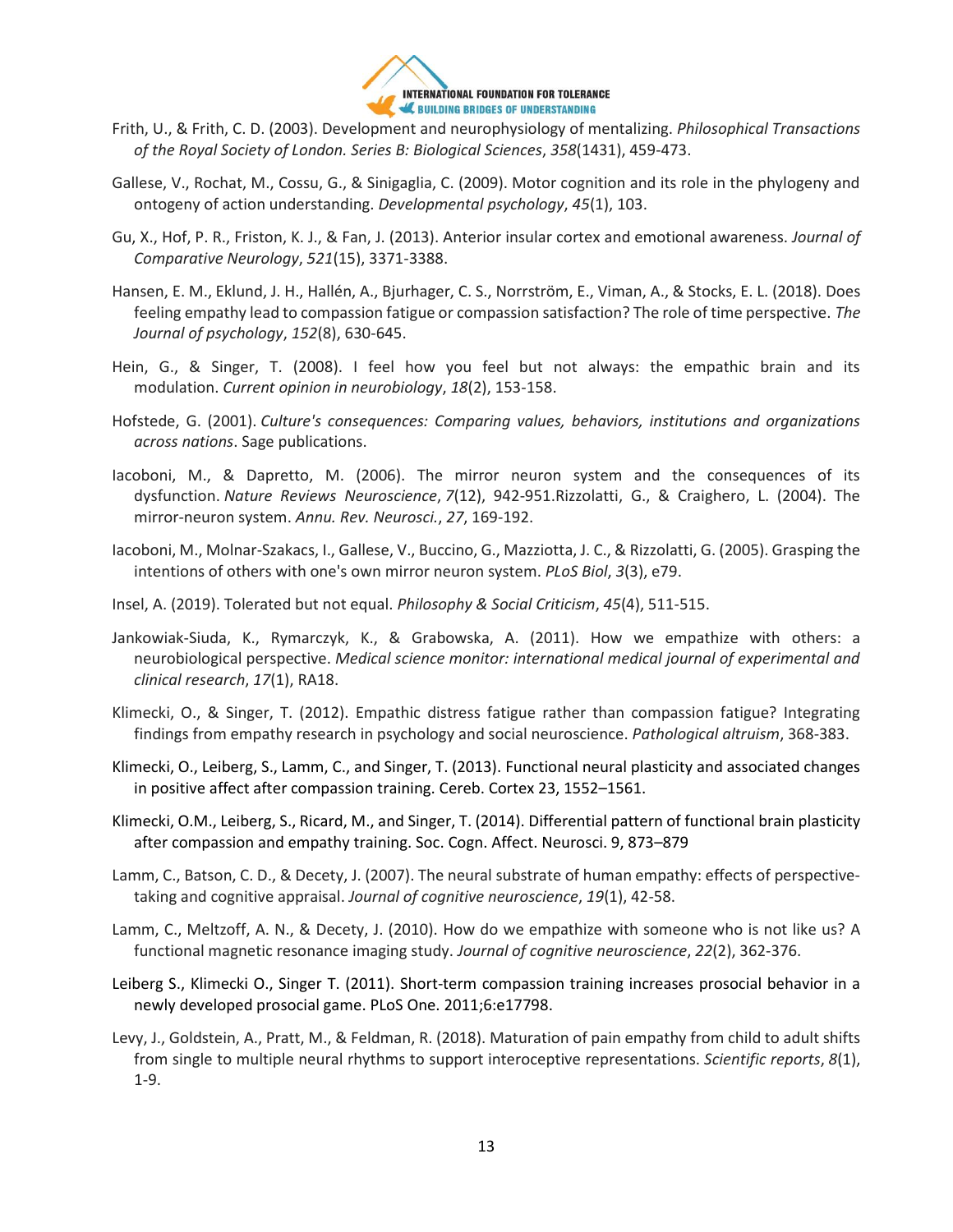Frith, U., & Frith, C. D. (2003). Development and neurophysiology of mentalizing. *Philosophical Transactions of the Royal Society of London. Series B: Biological Sciences*, *358*(1431), 459-473.

Gallese, V., Rochat, M., Cossu, G., & Sinigaglia, C. (2009). Motor cognition and its role in the phylogeny and ontogeny of action understanding. *Developmental psychology*, *45*(1), 103.

Gu, X., Hof, P. R., Friston, K. J., & Fan, J. (2013). Anterior insular cortex and emotional awareness. *Journal of Comparative Neurology*, *521*(15), 3371-3388.

Hansen, E. M., Eklund, J. H., Hallén, A., Bjurhager, C. S., Norrström, E., Viman, A., & Stocks, E. L. (2018). Does feeling empathy lead to compassion fatigue or compassion satisfaction? The role of time perspective. *The Journal of psychology*, *152*(8), 630-645.

Hein, G., & Singer, T. (2008). I feel how you feel but not always: the empathic brain and its modulation. *Current opinion in neurobiology*, *18*(2), 153-158.

Hofstede, G. (2001). *Culture's consequences: Comparing values, behaviors, institutions and organizations across nations*. Sage publications.

Iacoboni, M., & Dapretto, M. (2006). The mirror neuron system and the consequences of its dysfunction. *Nature Reviews Neuroscience*, *7*(12), 942-951.Rizzolatti, G., & Craighero, L. (2004). The mirror-neuron system. *Annu. Rev. Neurosci.*, *27*, 169-192.

Iacoboni, M., Molnar-Szakacs, I., Gallese, V., Buccino, G., Mazziotta, J. C., & Rizzolatti, G. (2005). Grasping the intentions of others with one's own mirror neuron system. *PLoS Biol*, *3*(3), e79.

Insel, A. (2019). Tolerated but not equal. *Philosophy & Social Criticism*, *45*(4), 511-515.

Jankowiak-Siuda, K., Rymarczyk, K., & Grabowska, A. (2011). How we empathize with others: a neurobiological perspective. *Medical science monitor: international medical journal of experimental and clinical research*, *17*(1), RA18.

Klimecki, O., & Singer, T. (2012). Empathic distress fatigue rather than compassion fatigue? Integrating findings from empathy research in psychology and social neuroscience. *Pathological altruism*, 368-383.

Klimecki, O., Leiberg, S., Lamm, C., and Singer, T. (2013). Functional neural plasticity and associated changes in positive affect after compassion training. Cereb. Cortex 23, 1552–1561.

Klimecki, O.M., Leiberg, S., Ricard, M., and Singer, T. (2014). Differential pattern of functional brain plasticity after compassion and empathy training. Soc. Cogn. Affect. Neurosci. 9, 873–879

Lamm, C., Batson, C. D., & Decety, J. (2007). The neural substrate of human empathy: effects of perspective-taking and cognitive appraisal. *Journal of cognitive neuroscience*, *19*(1), 42-58.

Lamm, C., Meltzoff, A. N., & Decety, J. (2010). How do we empathize with someone who is not like us? A functional magnetic resonance imaging study. *Journal of cognitive neuroscience*, *22*(2), 362-376.

Leiberg S., Klimecki O., Singer T. (2011). Short-term compassion training increases prosocial behavior in a newly developed prosocial game. PLoS One. 2011;6:e17798.

Levy, J., Goldstein, A., Pratt, M., & Feldman, R. (2018). Maturation of pain empathy from child to adult shifts from single to multiple neural rhythms to support interoceptive representations. *Scientific reports*, *8*(1), 1-9.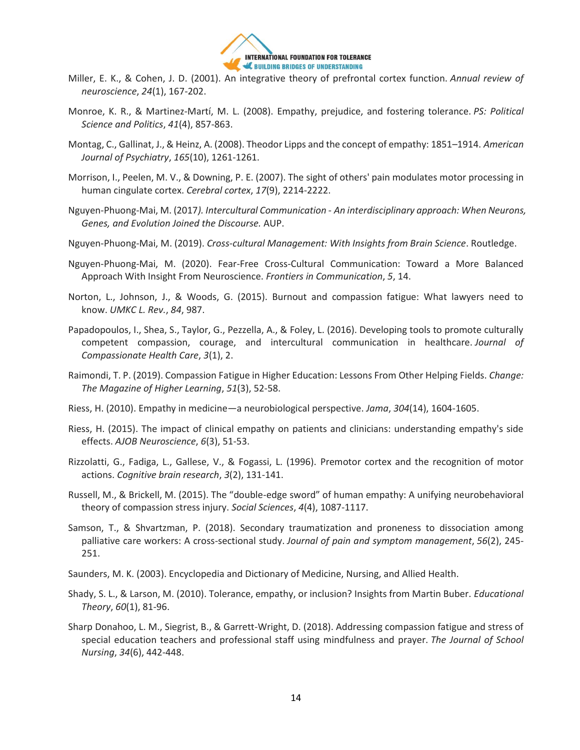Miller, E. K., & Cohen, J. D. (2001). An integrative theory of prefrontal cortex function. *Annual review of neuroscience*, *24*(1), 167-202.

Monroe, K. R., & Martinez-Martí, M. L. (2008). Empathy, prejudice, and fostering tolerance. *PS: Political Science and Politics*, *41*(4), 857-863.

Montag, C., Gallinat, J., & Heinz, A. (2008). Theodor Lipps and the concept of empathy: 1851–1914. *American Journal of Psychiatry*, *165*(10), 1261-1261.

Morrison, I., Peelen, M. V., & Downing, P. E. (2007). The sight of others' pain modulates motor processing in human cingulate cortex. *Cerebral cortex*, *17*(9), 2214-2222.

Nguyen-Phuong-Mai, M. (2017*). Intercultural Communication - An interdisciplinary approach: When Neurons, Genes, and Evolution Joined the Discourse.* AUP.

Nguyen-Phuong-Mai, M. (2019). *Cross-cultural Management: With Insights from Brain Science*. Routledge.

Nguyen-Phuong-Mai, M. (2020). Fear-Free Cross-Cultural Communication: Toward a More Balanced Approach With Insight From Neuroscience. *Frontiers in Communication*, *5*, 14.

Norton, L., Johnson, J., & Woods, G. (2015). Burnout and compassion fatigue: What lawyers need to know. *UMKC L. Rev.*, *84*, 987.

Papadopoulos, I., Shea, S., Taylor, G., Pezzella, A., & Foley, L. (2016). Developing tools to promote culturally competent compassion, courage, and intercultural communication in healthcare. *Journal of Compassionate Health Care*, *3*(1), 2.

Raimondi, T. P. (2019). Compassion Fatigue in Higher Education: Lessons From Other Helping Fields. *Change: The Magazine of Higher Learning*, *51*(3), 52-58.

Riess, H. (2010). Empathy in medicine—a neurobiological perspective. *Jama*, *304*(14), 1604-1605.

Riess, H. (2015). The impact of clinical empathy on patients and clinicians: understanding empathy's side effects. *AJOB Neuroscience*, *6*(3), 51-53.

Rizzolatti, G., Fadiga, L., Gallese, V., & Fogassi, L. (1996). Premotor cortex and the recognition of motor actions. *Cognitive brain research*, *3*(2), 131-141.

Russell, M., & Brickell, M. (2015). The "double-edge sword" of human empathy: A unifying neurobehavioral theory of compassion stress injury. *Social Sciences*, *4*(4), 1087-1117.

Samson, T., & Shvartzman, P. (2018). Secondary traumatization and proneness to dissociation among palliative care workers: A cross-sectional study. *Journal of pain and symptom management*, *56*(2), 245-251.

Saunders, M. K. (2003). Encyclopedia and Dictionary of Medicine, Nursing, and Allied Health.

Shady, S. L., & Larson, M. (2010). Tolerance, empathy, or inclusion? Insights from Martin Buber. *Educational Theory*, *60*(1), 81-96.

Sharp Donahoo, L. M., Siegrist, B., & Garrett-Wright, D. (2018). Addressing compassion fatigue and stress of special education teachers and professional staff using mindfulness and prayer. *The Journal of School Nursing*, *34*(6), 442-448.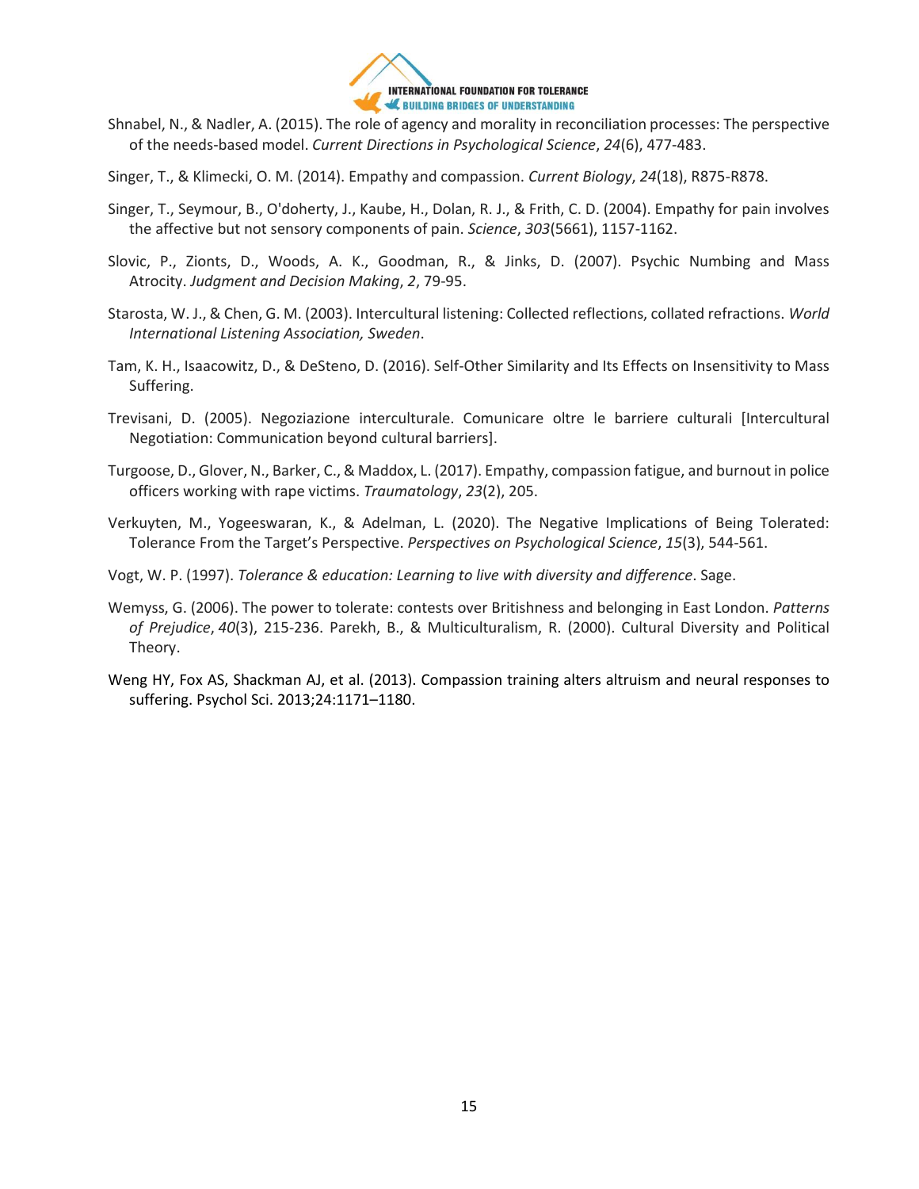Shnabel, N., & Nadler, A. (2015). The role of agency and morality in reconciliation processes: The perspective of the needs-based model. *Current Directions in Psychological Science*, *24*(6), 477-483.

Singer, T., & Klimecki, O. M. (2014). Empathy and compassion. *Current Biology*, *24*(18), R875-R878.

Singer, T., Seymour, B., O'doherty, J., Kaube, H., Dolan, R. J., & Frith, C. D. (2004). Empathy for pain involves the affective but not sensory components of pain. *Science*, *303*(5661), 1157-1162.

Slovic, P., Zionts, D., Woods, A. K., Goodman, R., & Jinks, D. (2007). Psychic Numbing and Mass Atrocity. *Judgment and Decision Making*, *2*, 79-95.

Starosta, W. J., & Chen, G. M. (2003). Intercultural listening: Collected reflections, collated refractions. *World International Listening Association, Sweden*.

Tam, K. H., Isaacowitz, D., & DeSteno, D. (2016). Self-Other Similarity and Its Effects on Insensitivity to Mass Suffering.

Trevisani, D. (2005). Negoziazione interculturale. Comunicare oltre le barriere culturali [Intercultural Negotiation: Communication beyond cultural barriers].

Turgoose, D., Glover, N., Barker, C., & Maddox, L. (2017). Empathy, compassion fatigue, and burnout in police officers working with rape victims. *Traumatology*, *23*(2), 205.

Verkuyten, M., Yogeeswaran, K., & Adelman, L. (2020). The Negative Implications of Being Tolerated: Tolerance From the Target's Perspective. *Perspectives on Psychological Science*, *15*(3), 544-561.

Vogt, W. P. (1997). *Tolerance & education: Learning to live with diversity and difference*. Sage.

Wemyss, G. (2006). The power to tolerate: contests over Britishness and belonging in East London. *Patterns of Prejudice*, *40*(3), 215-236. Parekh, B., & Multiculturalism, R. (2000). Cultural Diversity and Political Theory.

Weng HY, Fox AS, Shackman AJ, et al. (2013). Compassion training alters altruism and neural responses to suffering. Psychol Sci. 2013;24:1171–1180.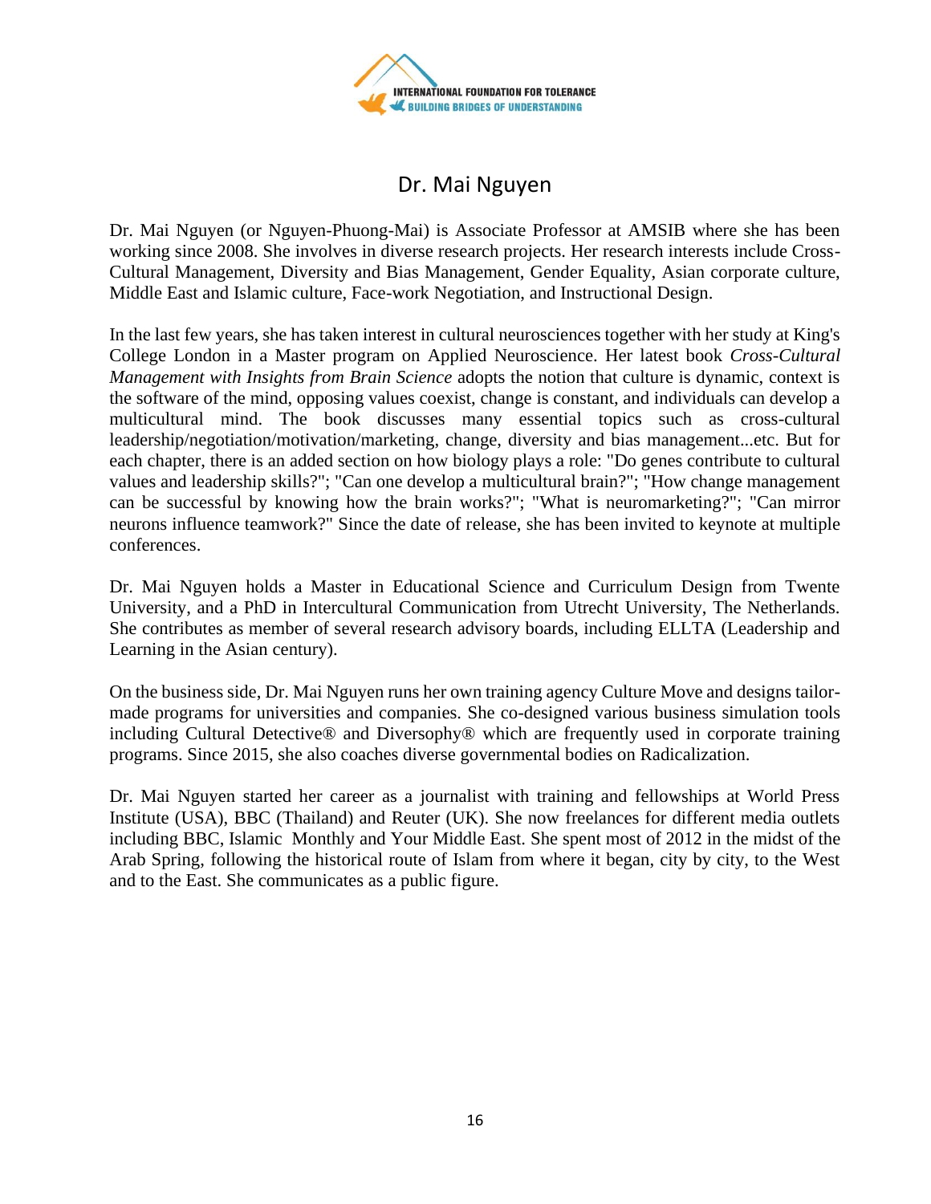# Dr. Mai Nguyen

Dr. Mai Nguyen (or Nguyen-Phuong-Mai) is Associate Professor at AMSIB where she has been working since 2008. She involves in diverse research projects. Her research interests include Cross-Cultural Management, Diversity and Bias Management, Gender Equality, Asian corporate culture, Middle East and Islamic culture, Face-work Negotiation, and Instructional Design.

In the last few years, she has taken interest in cultural neurosciences together with her study at King's College London in a Master program on Applied Neuroscience. Her latest book *Cross-Cultural Management with Insights from Brain Science* adopts the notion that culture is dynamic, context is the software of the mind, opposing values coexist, change is constant, and individuals can develop a multicultural mind. The book discusses many essential topics such as cross-cultural leadership/negotiation/motivation/marketing, change, diversity and bias management...etc. But for each chapter, there is an added section on how biology plays a role: "Do genes contribute to cultural values and leadership skills?"; "Can one develop a multicultural brain?"; "How change management can be successful by knowing how the brain works?"; "What is neuromarketing?"; "Can mirror neurons influence teamwork?" Since the date of release, she has been invited to keynote at multiple conferences.

Dr. Mai Nguyen holds a Master in Educational Science and Curriculum Design from Twente University, and a PhD in Intercultural Communication from Utrecht University, The Netherlands. She contributes as member of several research advisory boards, including ELLTA (Leadership and Learning in the Asian century).

On the business side, Dr. Mai Nguyen runs her own training agency Culture Move and designs tailor-made programs for universities and companies. She co-designed various business simulation tools including Cultural Detective® and Diversophy® which are frequently used in corporate training programs. Since 2015, she also coaches diverse governmental bodies on Radicalization.

Dr. Mai Nguyen started her career as a journalist with training and fellowships at World Press Institute (USA), BBC (Thailand) and Reuter (UK). She now freelances for different media outlets including BBC, Islamic Monthly and Your Middle East. She spent most of 2012 in the midst of the Arab Spring, following the historical route of Islam from where it began, city by city, to the West and to the East. She communicates as a public figure.